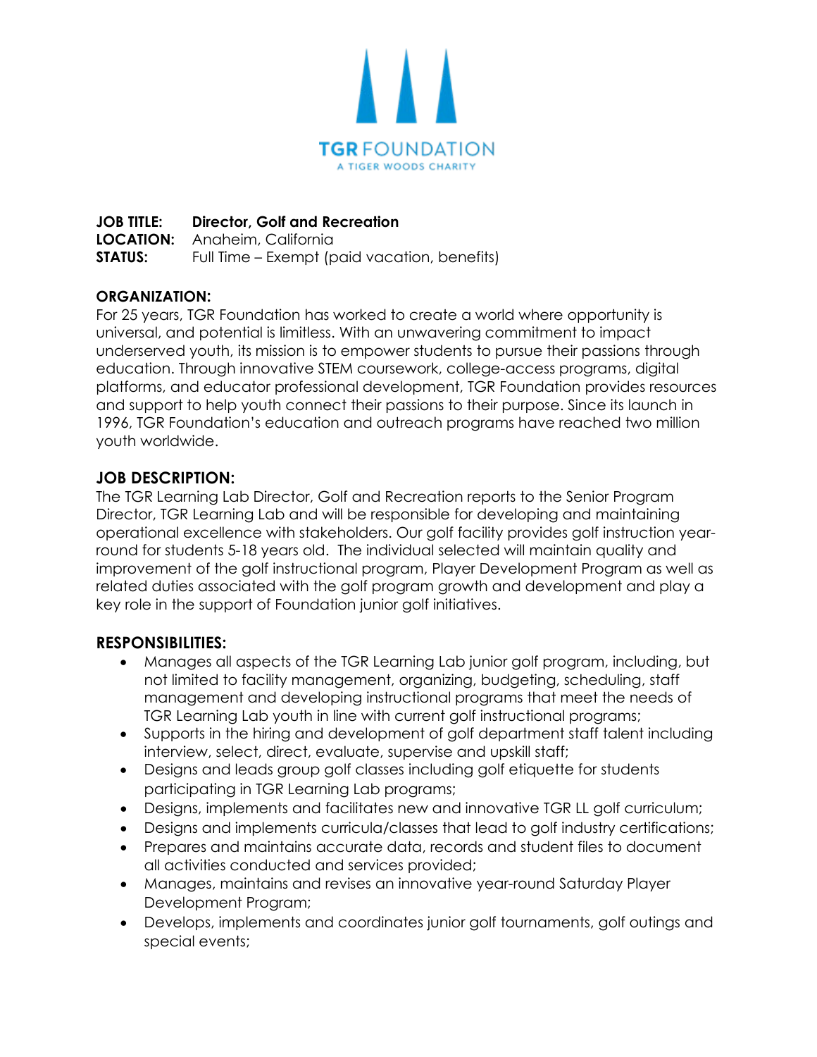TGR FOUNDATION
A TIGER WOODS CHARITY

**JOB TITLE:** **Director, Golf and Recreation**
**LOCATION:** Anaheim, California
**STATUS:** Full Time – Exempt (paid vacation, benefits)

**ORGANIZATION:**
For 25 years, TGR Foundation has worked to create a world where opportunity is universal, and potential is limitless. With an unwavering commitment to impact underserved youth, its mission is to empower students to pursue their passions through education. Through innovative STEM coursework, college-access programs, digital platforms, and educator professional development, TGR Foundation provides resources and support to help youth connect their passions to their purpose. Since its launch in 1996, TGR Foundation's education and outreach programs have reached two million youth worldwide.

## JOB DESCRIPTION:

The TGR Learning Lab Director, Golf and Recreation reports to the Senior Program Director, TGR Learning Lab and will be responsible for developing and maintaining operational excellence with stakeholders. Our golf facility provides golf instruction year-round for students 5-18 years old. The individual selected will maintain quality and improvement of the golf instructional program, Player Development Program as well as related duties associated with the golf program growth and development and play a key role in the support of Foundation junior golf initiatives.

## RESPONSIBILITIES:

- Manages all aspects of the TGR Learning Lab junior golf program, including, but not limited to facility management, organizing, budgeting, scheduling, staff management and developing instructional programs that meet the needs of TGR Learning Lab youth in line with current golf instructional programs;
- Supports in the hiring and development of golf department staff talent including interview, select, direct, evaluate, supervise and upskill staff;
- Designs and leads group golf classes including golf etiquette for students participating in TGR Learning Lab programs;
- Designs, implements and facilitates new and innovative TGR LL golf curriculum;
- Designs and implements curricula/classes that lead to golf industry certifications;
- Prepares and maintains accurate data, records and student files to document all activities conducted and services provided;
- Manages, maintains and revises an innovative year-round Saturday Player Development Program;
- Develops, implements and coordinates junior golf tournaments, golf outings and special events;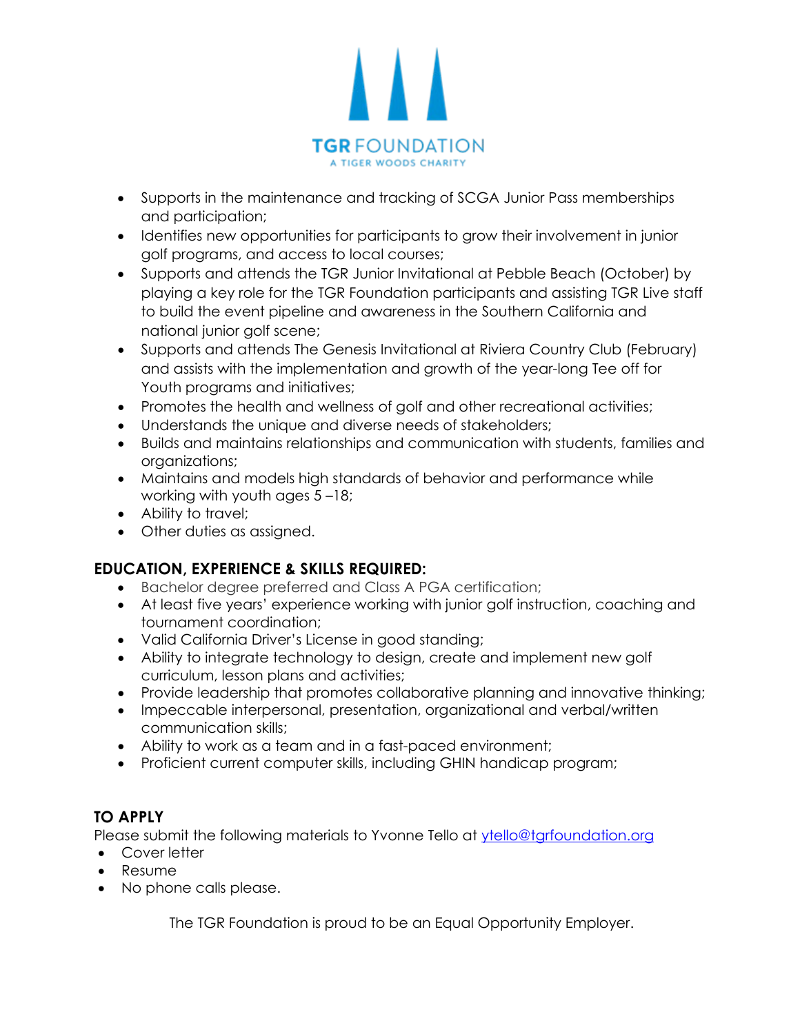- Supports in the maintenance and tracking of SCGA Junior Pass memberships and participation;
- Identifies new opportunities for participants to grow their involvement in junior golf programs, and access to local courses;
- Supports and attends the TGR Junior Invitational at Pebble Beach (October) by playing a key role for the TGR Foundation participants and assisting TGR Live staff to build the event pipeline and awareness in the Southern California and national junior golf scene;
- Supports and attends The Genesis Invitational at Riviera Country Club (February) and assists with the implementation and growth of the year-long Tee off for Youth programs and initiatives;
- Promotes the health and wellness of golf and other recreational activities;
- Understands the unique and diverse needs of stakeholders;
- Builds and maintains relationships and communication with students, families and organizations;
- Maintains and models high standards of behavior and performance while working with youth ages 5 –18;
- Ability to travel;
- Other duties as assigned.

## EDUCATION, EXPERIENCE & SKILLS REQUIRED:

- Bachelor degree preferred and Class A PGA certification;
- At least five years' experience working with junior golf instruction, coaching and tournament coordination;
- Valid California Driver's License in good standing;
- Ability to integrate technology to design, create and implement new golf curriculum, lesson plans and activities;
- Provide leadership that promotes collaborative planning and innovative thinking;
- Impeccable interpersonal, presentation, organizational and verbal/written communication skills;
- Ability to work as a team and in a fast-paced environment;
- Proficient current computer skills, including GHIN handicap program;

## TO APPLY

Please submit the following materials to Yvonne Tello at ytello@tgrfoundation.org

- Cover letter
- Resume
- No phone calls please.

The TGR Foundation is proud to be an Equal Opportunity Employer.